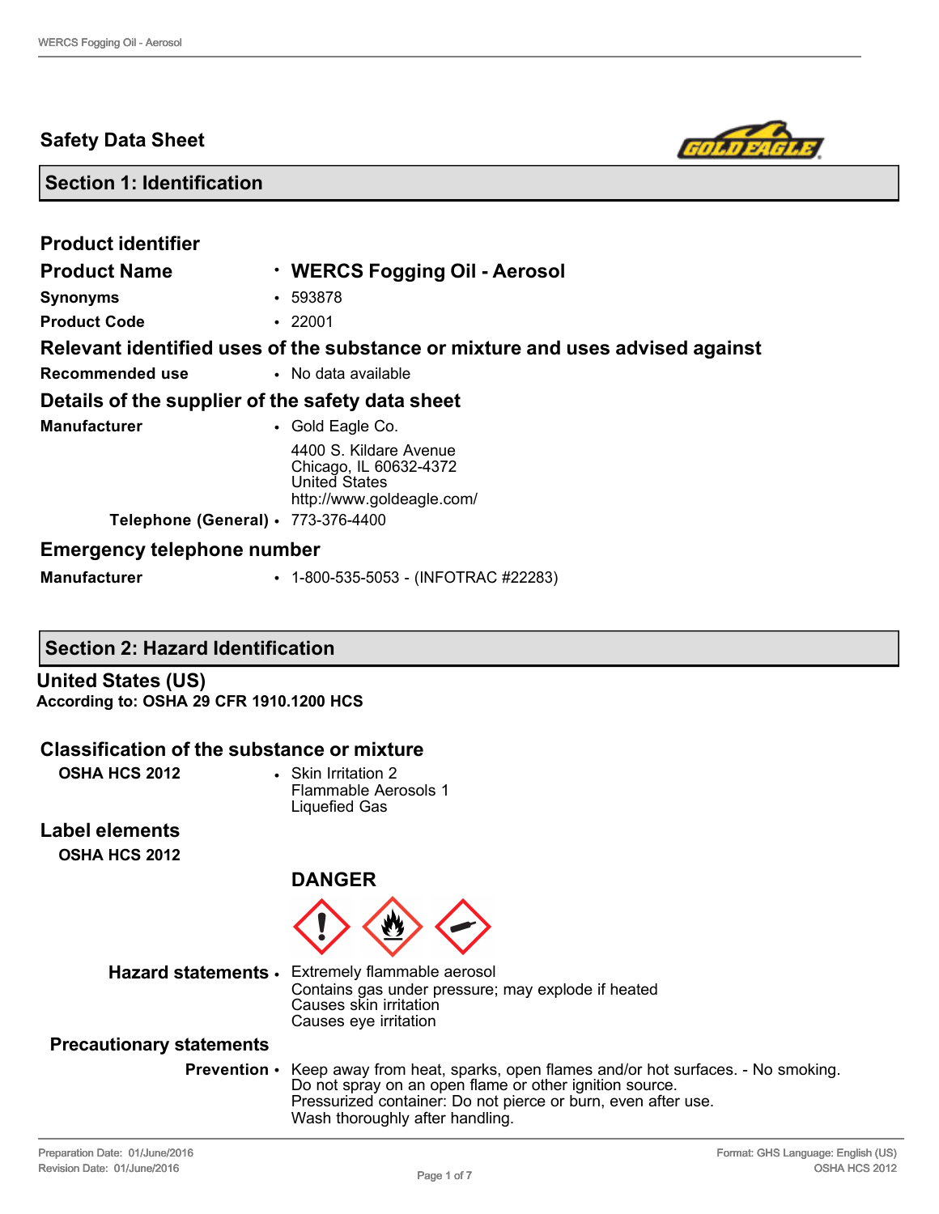# Safety Data Sheet

## Section 1: Identification

### Product identifier

**Product Name** • **WERCS Fogging Oil - Aerosol**

**Synonyms** • 593878

**Product Code** • 22001

### Relevant identified uses of the substance or mixture and uses advised against

**Recommended use** • No data available

### Details of the supplier of the safety data sheet

**Manufacturer** • Gold Eagle Co.
4400 S. Kildare Avenue
Chicago, IL 60632-4372
United States
http://www.goldeagle.com/

**Telephone (General)** • 773-376-4400

### Emergency telephone number

**Manufacturer** • 1-800-535-5053 - (INFOTRAC #22283)

## Section 2: Hazard Identification

### United States (US)

**According to: OSHA 29 CFR 1910.1200 HCS**

### Classification of the substance or mixture

**OSHA HCS 2012** • Skin Irritation 2
Flammable Aerosols 1
Liquefied Gas

### Label elements

**OSHA HCS 2012**

**DANGER**

**Hazard statements** • Extremely flammable aerosol
Contains gas under pressure; may explode if heated
Causes skin irritation
Causes eye irritation

### Precautionary statements

**Prevention** • Keep away from heat, sparks, open flames and/or hot surfaces. - No smoking.
Do not spray on an open flame or other ignition source.
Pressurized container: Do not pierce or burn, even after use.
Wash thoroughly after handling.

Preparation Date: 01/June/2016
Revision Date: 01/June/2016

Format: GHS Language: English (US)
OSHA HCS 2012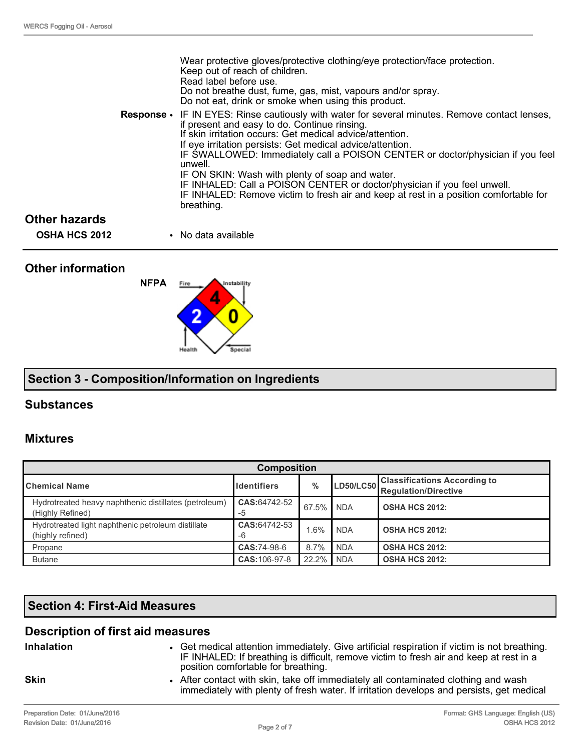Wear protective gloves/protective clothing/eye protection/face protection.
Keep out of reach of children.
Read label before use.
Do not breathe dust, fume, gas, mist, vapours and/or spray.
Do not eat, drink or smoke when using this product.

**Response**
- IF IN EYES: Rinse cautiously with water for several minutes. Remove contact lenses, if present and easy to do. Continue rinsing.
  If skin irritation occurs: Get medical advice/attention.
  If eye irritation persists: Get medical advice/attention.
  IF SWALLOWED: Immediately call a POISON CENTER or doctor/physician if you feel unwell.
  IF ON SKIN: Wash with plenty of soap and water.
  IF INHALED: Call a POISON CENTER or doctor/physician if you feel unwell.
  IF INHALED: Remove victim to fresh air and keep at rest in a position comfortable for breathing.

## Other hazards

**OSHA HCS 2012**
- No data available

## Other information

**NFPA**

Fire: 4, Health: 2, Instability: 0, Special:

## Section 3 - Composition/Information on Ingredients

### Substances

### Mixtures

| Composition | | | | |
|---|---|---|---|---|
| **Chemical Name** | **Identifiers** | **%** | **LD50/LC50** | **Classifications According to Regulation/Directive** |
| Hydrotreated heavy naphthenic distillates (petroleum) (Highly Refined) | **CAS:**64742-52-5 | 67.5% | NDA | **OSHA HCS 2012:** |
| Hydrotreated light naphthenic petroleum distillate (highly refined) | **CAS:**64742-53-6 | 1.6% | NDA | **OSHA HCS 2012:** |
| Propane | **CAS:**74-98-6 | 8.7% | NDA | **OSHA HCS 2012:** |
| Butane | **CAS:**106-97-8 | 22.2% | NDA | **OSHA HCS 2012:** |

## Section 4: First-Aid Measures

### Description of first aid measures

**Inhalation**
- Get medical attention immediately. Give artificial respiration if victim is not breathing. IF INHALED: If breathing is difficult, remove victim to fresh air and keep at rest in a position comfortable for breathing.

**Skin**
- After contact with skin, take off immediately all contaminated clothing and wash immediately with plenty of fresh water. If irritation develops and persists, get medical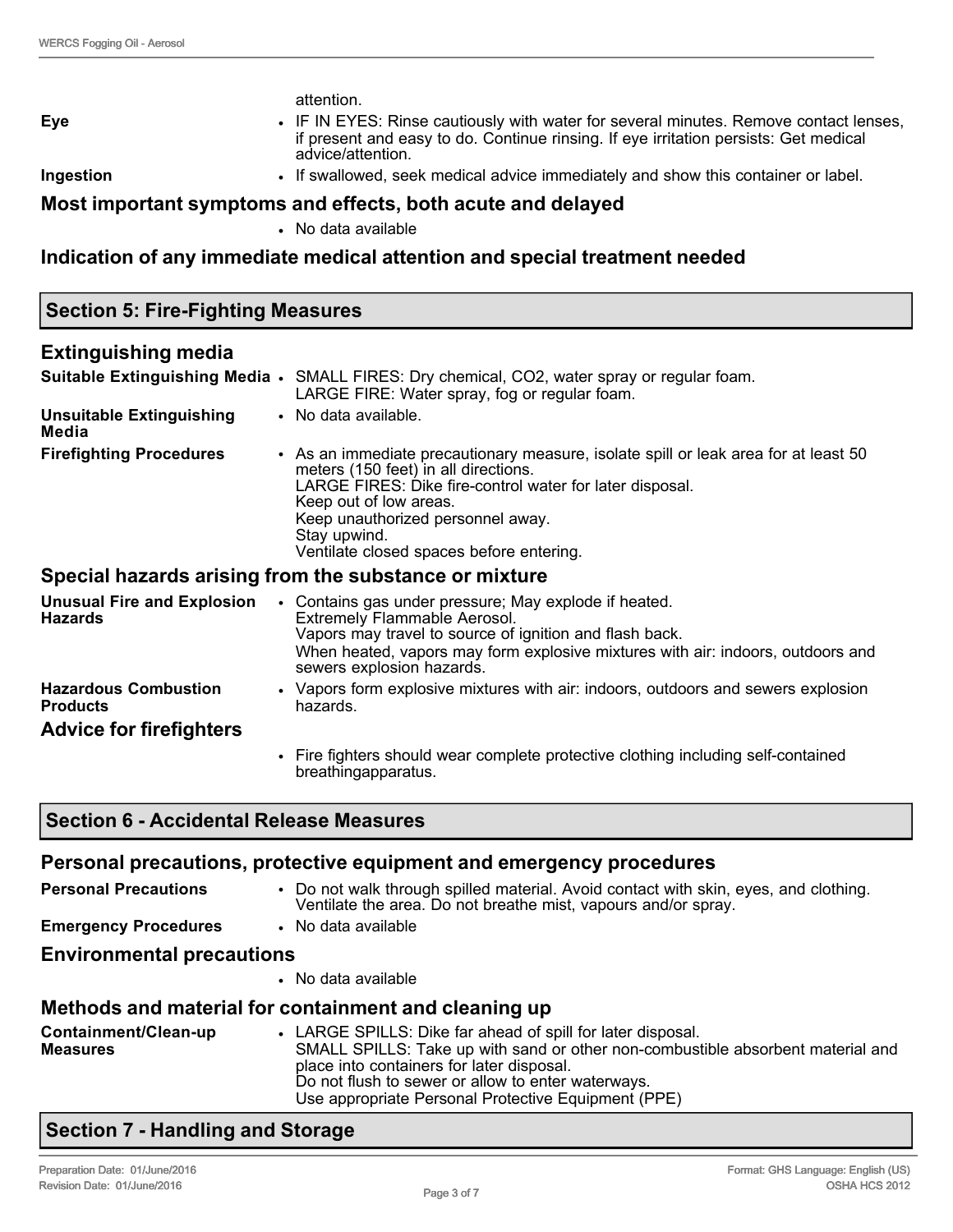attention.

| | |
|---|---|
| **Eye** | • IF IN EYES: Rinse cautiously with water for several minutes. Remove contact lenses, if present and easy to do. Continue rinsing. If eye irritation persists: Get medical advice/attention. |
| **Ingestion** | • If swallowed, seek medical advice immediately and show this container or label. |

### Most important symptoms and effects, both acute and delayed

- No data available

### Indication of any immediate medical attention and special treatment needed

## Section 5: Fire-Fighting Measures

### Extinguishing media

| | |
|---|---|
| **Suitable Extinguishing Media** | • SMALL FIRES: Dry chemical, $CO_2$, water spray or regular foam.<br>LARGE FIRE: Water spray, fog or regular foam. |
| **Unsuitable Extinguishing Media** | • No data available. |
| **Firefighting Procedures** | • As an immediate precautionary measure, isolate spill or leak area for at least 50 meters (150 feet) in all directions.<br>LARGE FIRES: Dike fire-control water for later disposal.<br>Keep out of low areas.<br>Keep unauthorized personnel away.<br>Stay upwind.<br>Ventilate closed spaces before entering. |

### Special hazards arising from the substance or mixture

| | |
|---|---|
| **Unusual Fire and Explosion Hazards** | • Contains gas under pressure; May explode if heated.<br>Extremely Flammable Aerosol.<br>Vapors may travel to source of ignition and flash back.<br>When heated, vapors may form explosive mixtures with air: indoors, outdoors and sewers explosion hazards. |
| **Hazardous Combustion Products** | • Vapors form explosive mixtures with air: indoors, outdoors and sewers explosion hazards. |

### Advice for firefighters

- Fire fighters should wear complete protective clothing including self-contained breathingapparatus.

## Section 6 - Accidental Release Measures

### Personal precautions, protective equipment and emergency procedures

| | |
|---|---|
| **Personal Precautions** | • Do not walk through spilled material. Avoid contact with skin, eyes, and clothing. Ventilate the area. Do not breathe mist, vapours and/or spray. |
| **Emergency Procedures** | • No data available |

### Environmental precautions

- No data available

### Methods and material for containment and cleaning up

| | |
|---|---|
| **Containment/Clean-up Measures** | • LARGE SPILLS: Dike far ahead of spill for later disposal.<br>SMALL SPILLS: Take up with sand or other non-combustible absorbent material and place into containers for later disposal.<br>Do not flush to sewer or allow to enter waterways.<br>Use appropriate Personal Protective Equipment (PPE) |

## Section 7 - Handling and Storage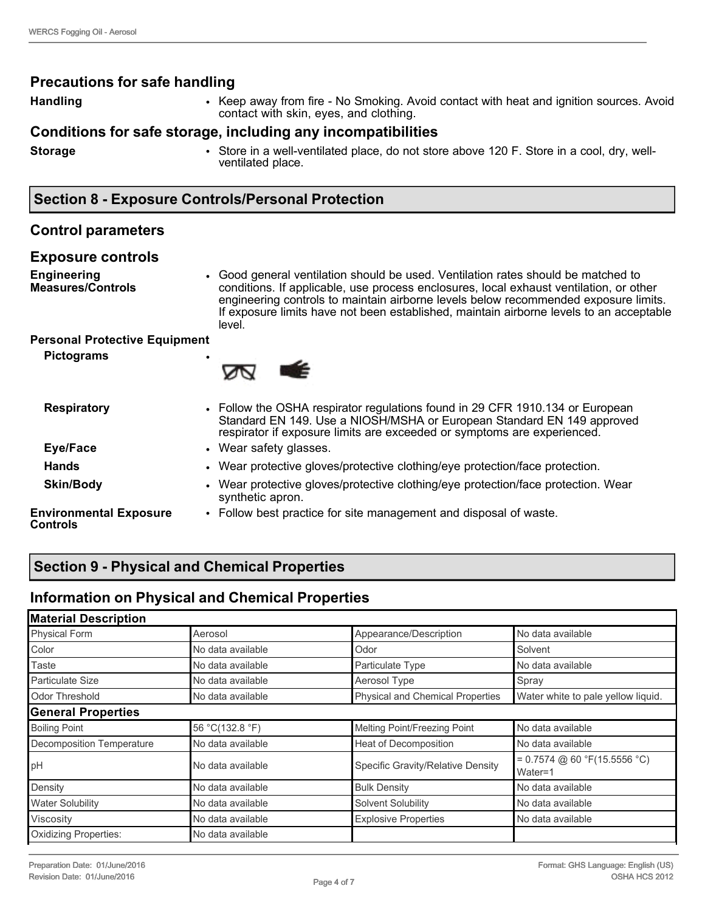## Precautions for safe handling

**Handling**
- Keep away from fire - No Smoking. Avoid contact with heat and ignition sources. Avoid contact with skin, eyes, and clothing.

## Conditions for safe storage, including any incompatibilities

**Storage**
- Store in a well-ventilated place, do not store above 120 F. Store in a cool, dry, well-ventilated place.

# Section 8 - Exposure Controls/Personal Protection

## Control parameters

## Exposure controls

**Engineering Measures/Controls**
- Good general ventilation should be used. Ventilation rates should be matched to conditions. If applicable, use process enclosures, local exhaust ventilation, or other engineering controls to maintain airborne levels below recommended exposure limits. If exposure limits have not been established, maintain airborne levels to an acceptable level.

**Personal Protective Equipment**

**Pictograms**
- 

**Respiratory**
- Follow the OSHA respirator regulations found in 29 CFR 1910.134 or European Standard EN 149. Use a NIOSH/MSHA or European Standard EN 149 approved respirator if exposure limits are exceeded or symptoms are experienced.

**Eye/Face**
- Wear safety glasses.

**Hands**
- Wear protective gloves/protective clothing/eye protection/face protection.

**Skin/Body**
- Wear protective gloves/protective clothing/eye protection/face protection. Wear synthetic apron.

**Environmental Exposure Controls**
- Follow best practice for site management and disposal of waste.

# Section 9 - Physical and Chemical Properties

## Information on Physical and Chemical Properties

| **Material Description** | | | |
|---|---|---|---|
| Physical Form | Aerosol | Appearance/Description | No data available |
| Color | No data available | Odor | Solvent |
| Taste | No data available | Particulate Type | No data available |
| Particulate Size | No data available | Aerosol Type | Spray |
| Odor Threshold | No data available | Physical and Chemical Properties | Water white to pale yellow liquid. |
| **General Properties** | | | |
| Boiling Point | 56 °C(132.8 °F) | Melting Point/Freezing Point | No data available |
| Decomposition Temperature | No data available | Heat of Decomposition | No data available |
| pH | No data available | Specific Gravity/Relative Density | = 0.7574 @ 60 °F(15.5556 °C) Water=1 |
| Density | No data available | Bulk Density | No data available |
| Water Solubility | No data available | Solvent Solubility | No data available |
| Viscosity | No data available | Explosive Properties | No data available |
| Oxidizing Properties: | No data available | | |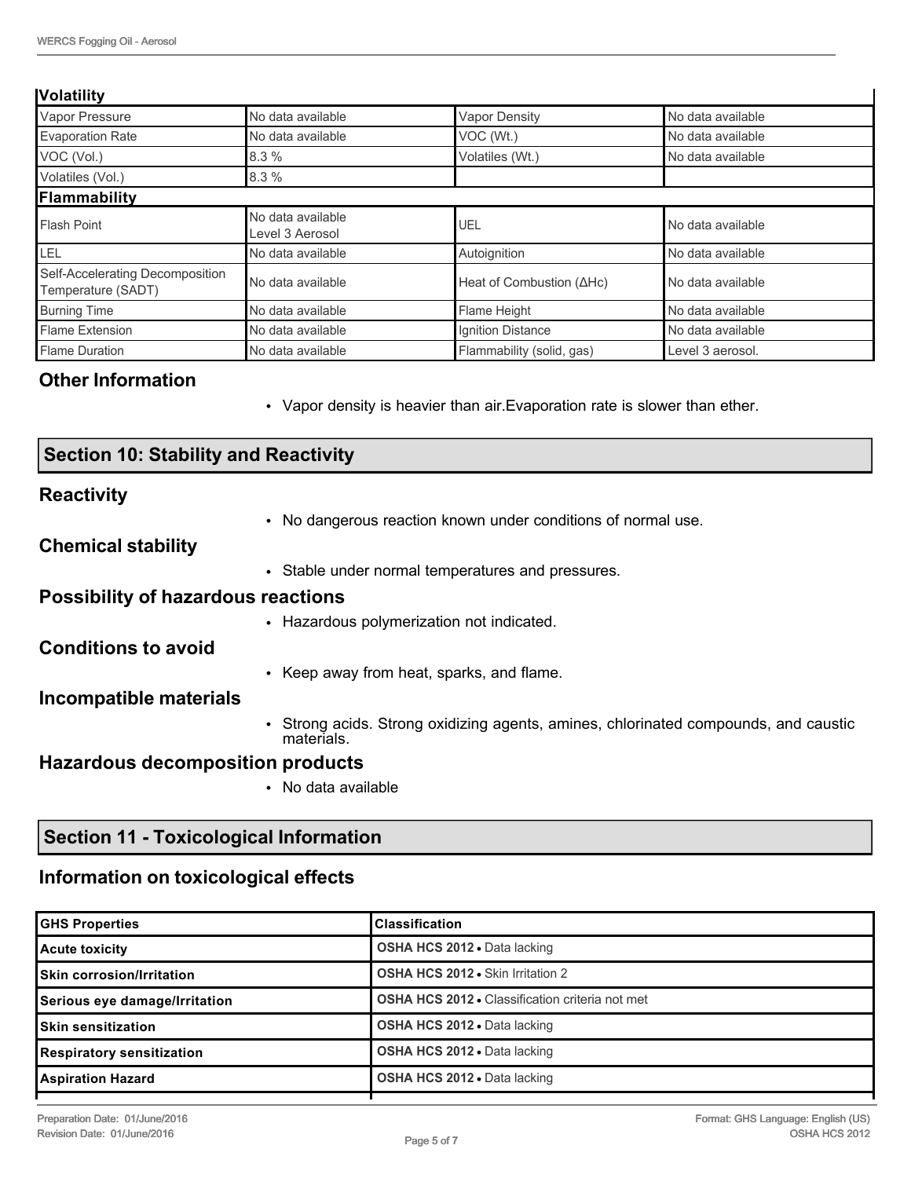| Volatility | | | |
|---|---|---|---|
| Vapor Pressure | No data available | Vapor Density | No data available |
| Evaporation Rate | No data available | VOC (Wt.) | No data available |
| VOC (Vol.) | 8.3 % | Volatiles (Wt.) | No data available |
| Volatiles (Vol.) | 8.3 % | | |
| **Flammability** | | | |
| Flash Point | No data available Level 3 Aerosol | UEL | No data available |
| LEL | No data available | Autoignition | No data available |
| Self-Accelerating Decomposition Temperature (SADT) | No data available | Heat of Combustion (ΔHc) | No data available |
| Burning Time | No data available | Flame Height | No data available |
| Flame Extension | No data available | Ignition Distance | No data available |
| Flame Duration | No data available | Flammability (solid, gas) | Level 3 aerosol. |

### Other Information

- Vapor density is heavier than air.Evaporation rate is slower than ether.

## Section 10: Stability and Reactivity

### Reactivity

- No dangerous reaction known under conditions of normal use.

### Chemical stability

- Stable under normal temperatures and pressures.

### Possibility of hazardous reactions

- Hazardous polymerization not indicated.

### Conditions to avoid

- Keep away from heat, sparks, and flame.

### Incompatible materials

- Strong acids. Strong oxidizing agents, amines, chlorinated compounds, and caustic materials.

### Hazardous decomposition products

- No data available

## Section 11 - Toxicological Information

### Information on toxicological effects

| GHS Properties | Classification |
|---|---|
| **Acute toxicity** | **OSHA HCS 2012** • Data lacking |
| **Skin corrosion/Irritation** | **OSHA HCS 2012** • Skin Irritation 2 |
| **Serious eye damage/Irritation** | **OSHA HCS 2012** • Classification criteria not met |
| **Skin sensitization** | **OSHA HCS 2012** • Data lacking |
| **Respiratory sensitization** | **OSHA HCS 2012** • Data lacking |
| **Aspiration Hazard** | **OSHA HCS 2012** • Data lacking |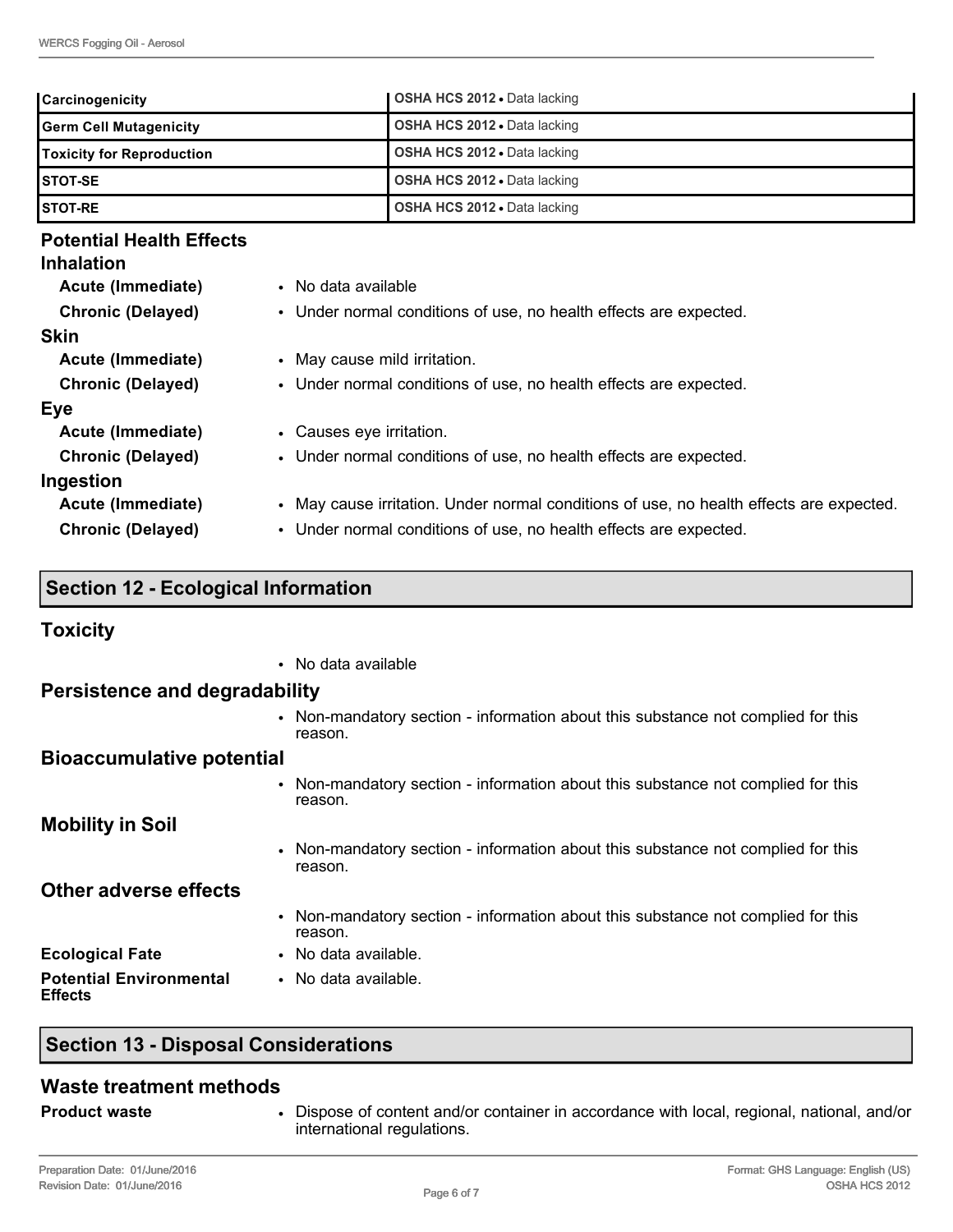| | |
|---|---|
| **Carcinogenicity** | **OSHA HCS 2012** • Data lacking |
| **Germ Cell Mutagenicity** | **OSHA HCS 2012** • Data lacking |
| **Toxicity for Reproduction** | **OSHA HCS 2012** • Data lacking |
| **STOT-SE** | **OSHA HCS 2012** • Data lacking |
| **STOT-RE** | **OSHA HCS 2012** • Data lacking |

### Potential Health Effects

#### Inhalation

- **Acute (Immediate)** • No data available
- **Chronic (Delayed)** • Under normal conditions of use, no health effects are expected.

#### Skin

- **Acute (Immediate)** • May cause mild irritation.
- **Chronic (Delayed)** • Under normal conditions of use, no health effects are expected.

#### Eye

- **Acute (Immediate)** • Causes eye irritation.
- **Chronic (Delayed)** • Under normal conditions of use, no health effects are expected.

#### Ingestion

- **Acute (Immediate)** • May cause irritation. Under normal conditions of use, no health effects are expected.
- **Chronic (Delayed)** • Under normal conditions of use, no health effects are expected.

## Section 12 - Ecological Information

### Toxicity

- No data available

### Persistence and degradability

- Non-mandatory section - information about this substance not complied for this reason.

### Bioaccumulative potential

- Non-mandatory section - information about this substance not complied for this reason.

### Mobility in Soil

- Non-mandatory section - information about this substance not complied for this reason.

### Other adverse effects

- Non-mandatory section - information about this substance not complied for this reason.

**Ecological Fate** • No data available.

**Potential Environmental Effects** • No data available.

## Section 13 - Disposal Considerations

### Waste treatment methods

**Product waste** • Dispose of content and/or container in accordance with local, regional, national, and/or international regulations.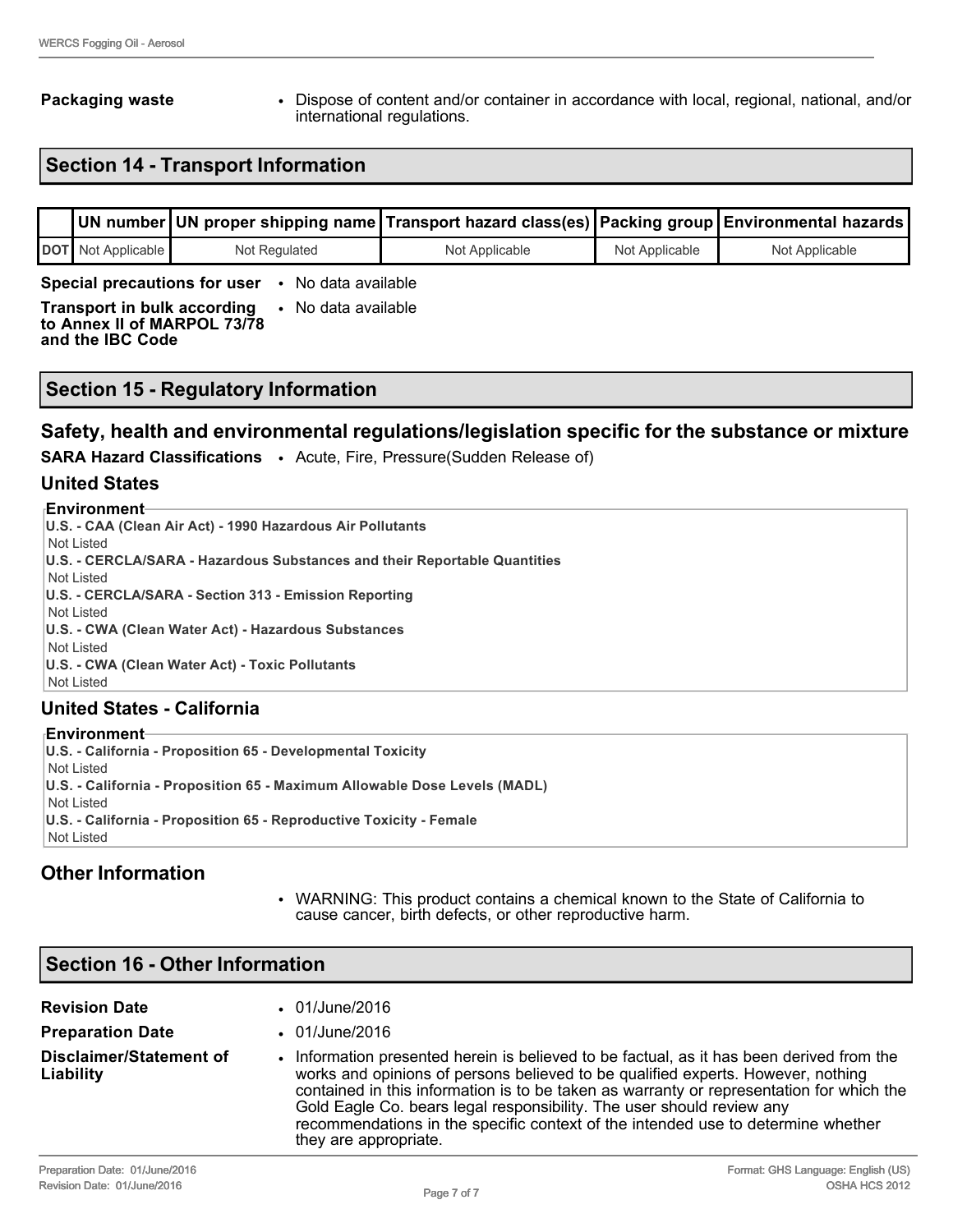**Packaging waste**
- Dispose of content and/or container in accordance with local, regional, national, and/or international regulations.

## Section 14 - Transport Information

| | UN number | UN proper shipping name | Transport hazard class(es) | Packing group | Environmental hazards |
|---|---|---|---|---|---|
| DOT | Not Applicable | Not Regulated | Not Applicable | Not Applicable | Not Applicable |

**Special precautions for user**
- No data available

**Transport in bulk according to Annex II of MARPOL 73/78 and the IBC Code**
- No data available

## Section 15 - Regulatory Information

### Safety, health and environmental regulations/legislation specific for the substance or mixture

**SARA Hazard Classifications**
- Acute, Fire, Pressure(Sudden Release of)

### United States

**Environment**

**U.S. - CAA (Clean Air Act) - 1990 Hazardous Air Pollutants**
Not Listed

**U.S. - CERCLA/SARA - Hazardous Substances and their Reportable Quantities**
Not Listed

**U.S. - CERCLA/SARA - Section 313 - Emission Reporting**
Not Listed

**U.S. - CWA (Clean Water Act) - Hazardous Substances**
Not Listed

**U.S. - CWA (Clean Water Act) - Toxic Pollutants**
Not Listed

### United States - California

**Environment**

**U.S. - California - Proposition 65 - Developmental Toxicity**
Not Listed

**U.S. - California - Proposition 65 - Maximum Allowable Dose Levels (MADL)**
Not Listed

**U.S. - California - Proposition 65 - Reproductive Toxicity - Female**
Not Listed

### Other Information

- WARNING: This product contains a chemical known to the State of California to cause cancer, birth defects, or other reproductive harm.

## Section 16 - Other Information

**Revision Date**
- 01/June/2016

**Preparation Date**
- 01/June/2016

**Disclaimer/Statement of Liability**
- Information presented herein is believed to be factual, as it has been derived from the works and opinions of persons believed to be qualified experts. However, nothing contained in this information is to be taken as warranty or representation for which the Gold Eagle Co. bears legal responsibility. The user should review any recommendations in the specific context of the intended use to determine whether they are appropriate.